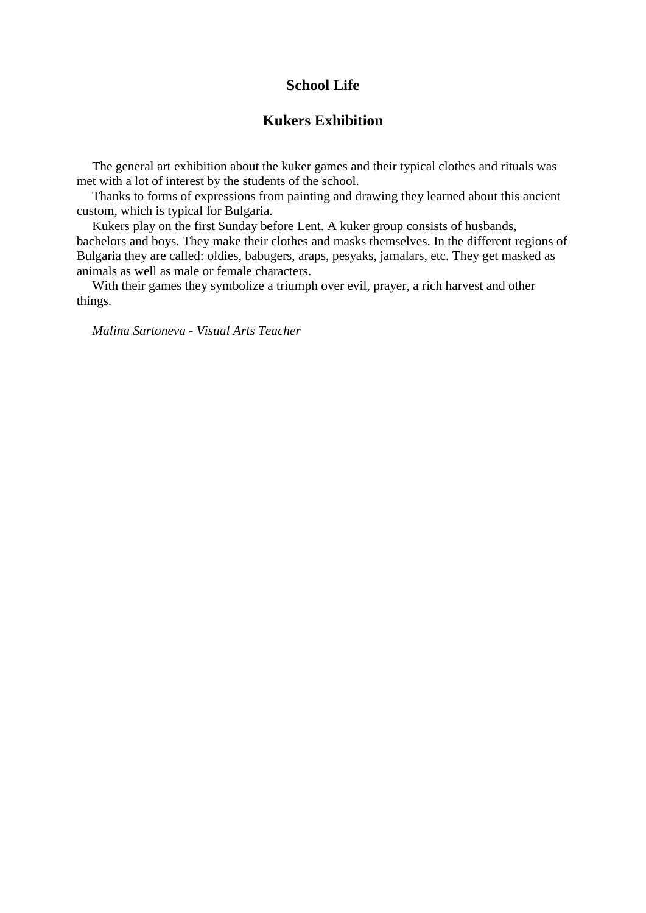# School Life

## Kukers Exhibition

The general art exhibition about the kuker games and their typical clothes and rituals was met with a lot of interest by the students of the school.

Thanks to forms of expressions from painting and drawing they learned about this ancient custom, which is typical for Bulgaria.

Kukers play on the first Sunday before Lent. A kuker group consists of husbands, bachelors and boys. They make their clothes and masks themselves. In the different regions of Bulgaria they are called: oldies, babugers, araps, pesyaks, jamalars, etc. They get masked as animals as well as male or female characters.

With their games they symbolize a triumph over evil, prayer, a rich harvest and other things.

*Malina Sartoneva - Visual Arts Teacher*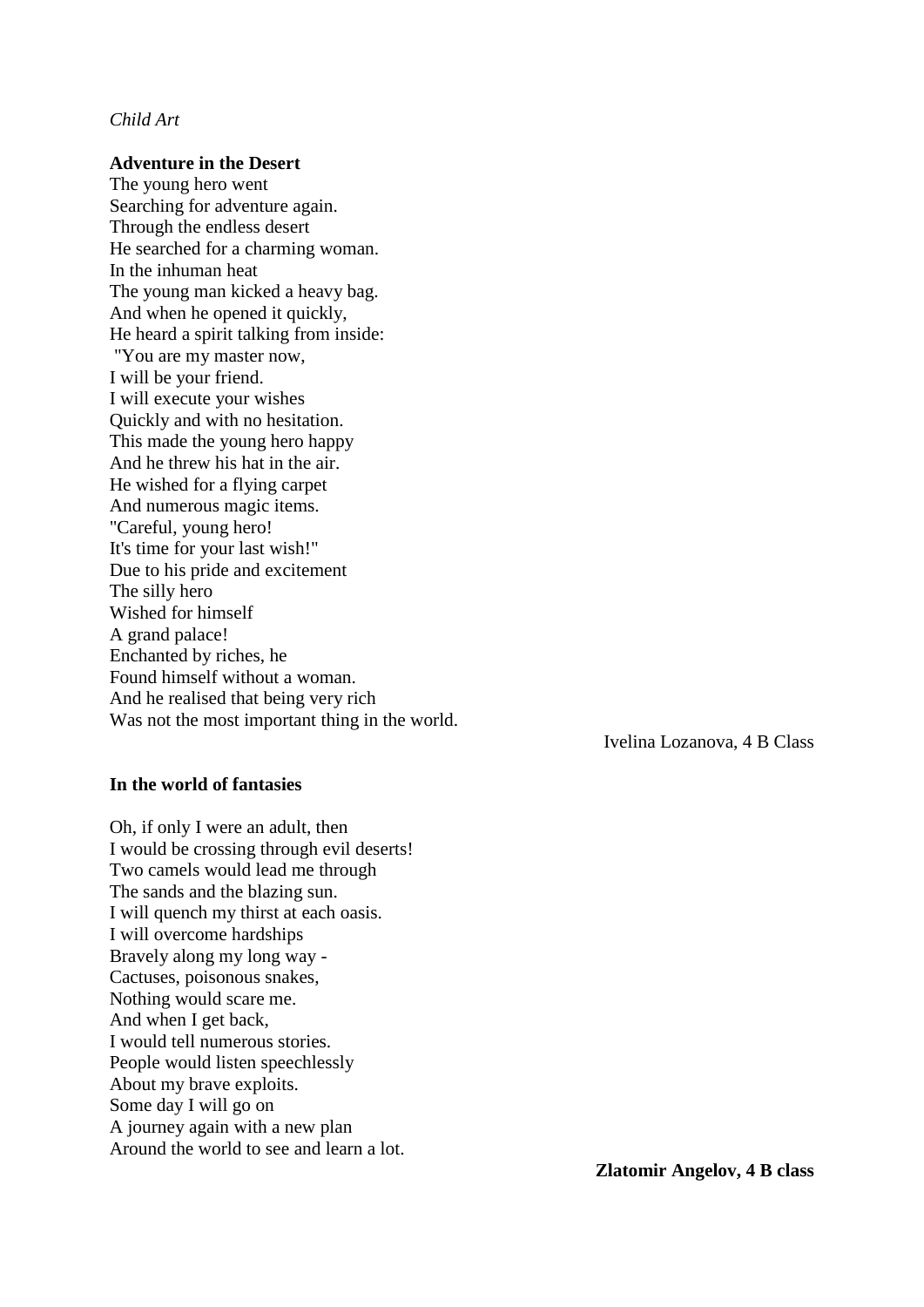*Child Art*

**Adventure in the Desert**

The young hero went  
Searching for adventure again.  
Through the endless desert  
He searched for a charming woman.  
In the inhuman heat  
The young man kicked a heavy bag.  
And when he opened it quickly,  
He heard a spirit talking from inside:  
"You are my master now,  
I will be your friend.  
I will execute your wishes  
Quickly and with no hesitation.  
This made the young hero happy  
And he threw his hat in the air.  
He wished for a flying carpet  
And numerous magic items.  
"Careful, young hero!  
It's time for your last wish!"  
Due to his pride and excitement  
The silly hero  
Wished for himself  
A grand palace!  
Enchanted by riches, he  
Found himself without a woman.  
And he realised that being very rich  
Was not the most important thing in the world.

Ivelina Lozanova, 4 B Class

**In the world of fantasies**

Oh, if only I were an adult, then  
I would be crossing through evil deserts!  
Two camels would lead me through  
The sands and the blazing sun.  
I will quench my thirst at each oasis.  
I will overcome hardships  
Bravely along my long way -  
Cactuses, poisonous snakes,  
Nothing would scare me.  
And when I get back,  
I would tell numerous stories.  
People would listen speechlessly  
About my brave exploits.  
Some day I will go on  
A journey again with a new plan  
Around the world to see and learn a lot.

**Zlatomir Angelov, 4 B class**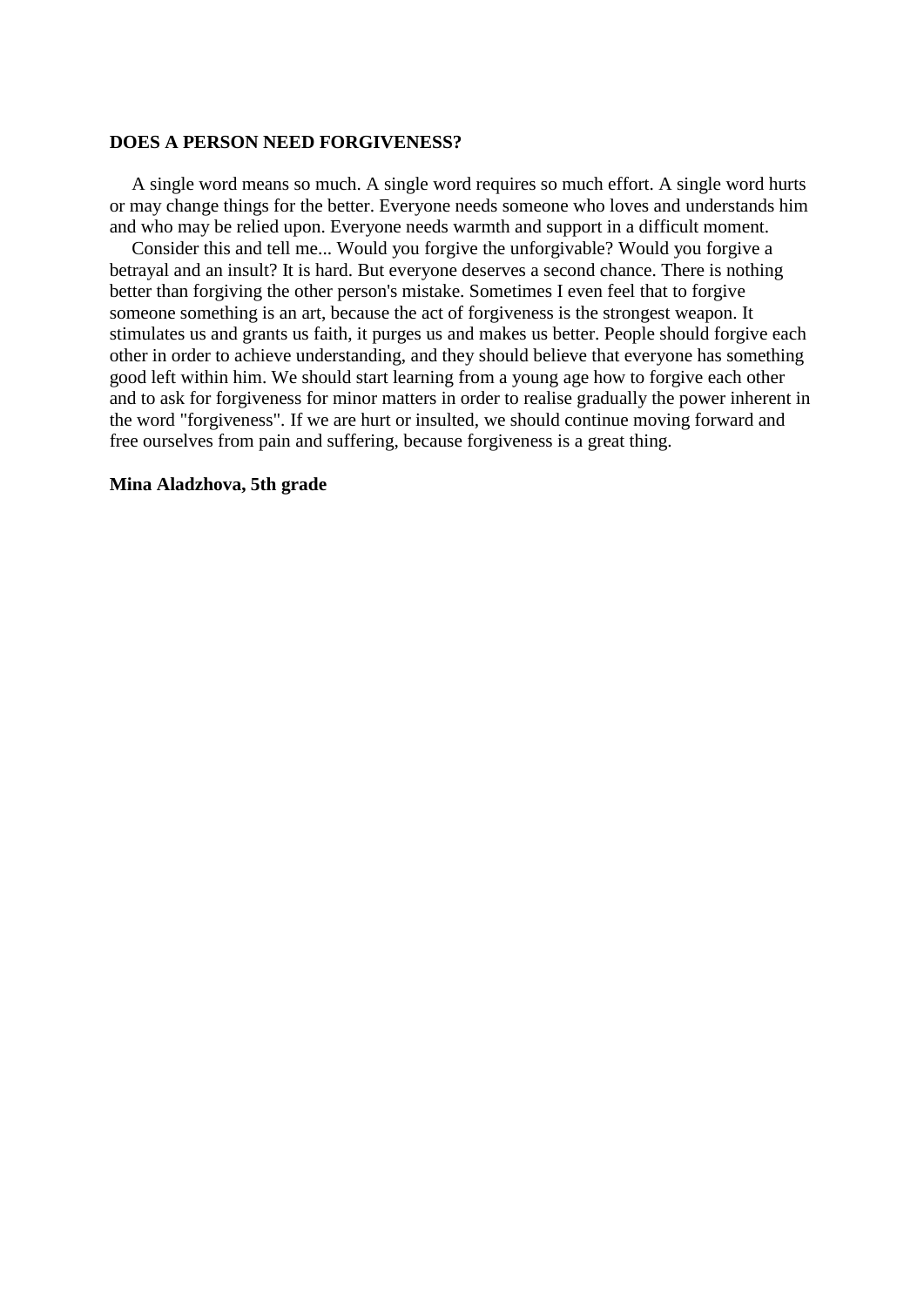**DOES A PERSON NEED FORGIVENESS?**

A single word means so much. A single word requires so much effort. A single word hurts or may change things for the better. Everyone needs someone who loves and understands him and who may be relied upon. Everyone needs warmth and support in a difficult moment.

Consider this and tell me... Would you forgive the unforgivable? Would you forgive a betrayal and an insult? It is hard. But everyone deserves a second chance. There is nothing better than forgiving the other person's mistake. Sometimes I even feel that to forgive someone something is an art, because the act of forgiveness is the strongest weapon. It stimulates us and grants us faith, it purges us and makes us better. People should forgive each other in order to achieve understanding, and they should believe that everyone has something good left within him. We should start learning from a young age how to forgive each other and to ask for forgiveness for minor matters in order to realise gradually the power inherent in the word "forgiveness". If we are hurt or insulted, we should continue moving forward and free ourselves from pain and suffering, because forgiveness is a great thing.

**Mina Aladzhova, 5th grade**